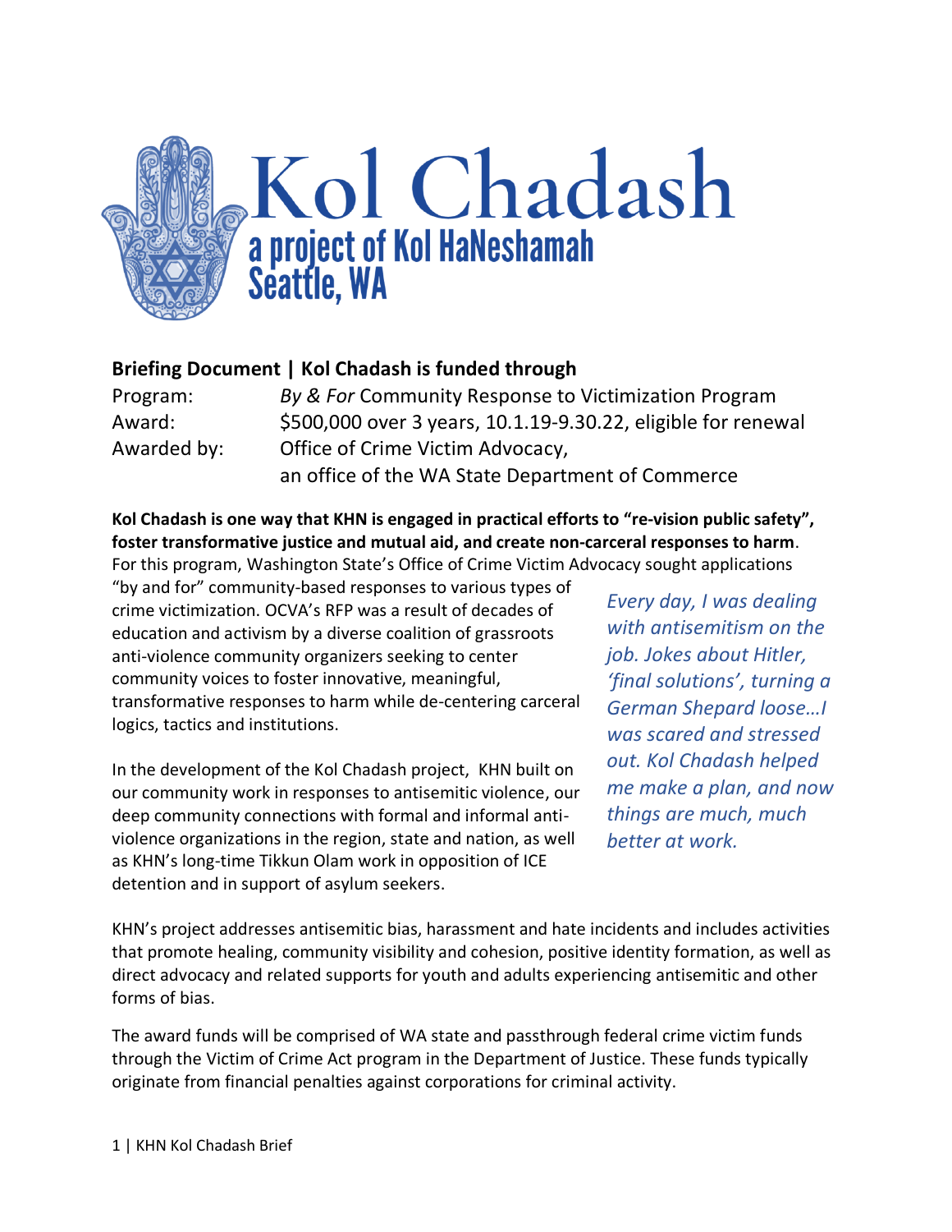# Kol Chadash

**a project of Kol HaNeshamah**
**Seattle, WA**

## Briefing Document | Kol Chadash is funded through

| | |
|---|---|
| Program: | *By & For* Community Response to Victimization Program |
| Award: | $500,000 over 3 years, 10.1.19-9.30.22, eligible for renewal |
| Awarded by: | Office of Crime Victim Advocacy, an office of the WA State Department of Commerce |

**Kol Chadash is one way that KHN is engaged in practical efforts to "re-vision public safety", foster transformative justice and mutual aid, and create non-carceral responses to harm**. For this program, Washington State's Office of Crime Victim Advocacy sought applications "by and for" community-based responses to various types of crime victimization. OCVA's RFP was a result of decades of education and activism by a diverse coalition of grassroots anti-violence community organizers seeking to center community voices to foster innovative, meaningful, transformative responses to harm while de-centering carceral logics, tactics and institutions.

In the development of the Kol Chadash project, KHN built on our community work in responses to antisemitic violence, our deep community connections with formal and informal anti-violence organizations in the region, state and nation, as well as KHN's long-time Tikkun Olam work in opposition of ICE detention and in support of asylum seekers.

*Every day, I was dealing with antisemitism on the job. Jokes about Hitler, 'final solutions', turning a German Shepard loose…I was scared and stressed out. Kol Chadash helped me make a plan, and now things are much, much better at work.*

KHN's project addresses antisemitic bias, harassment and hate incidents and includes activities that promote healing, community visibility and cohesion, positive identity formation, as well as direct advocacy and related supports for youth and adults experiencing antisemitic and other forms of bias.

The award funds will be comprised of WA state and passthrough federal crime victim funds through the Victim of Crime Act program in the Department of Justice. These funds typically originate from financial penalties against corporations for criminal activity.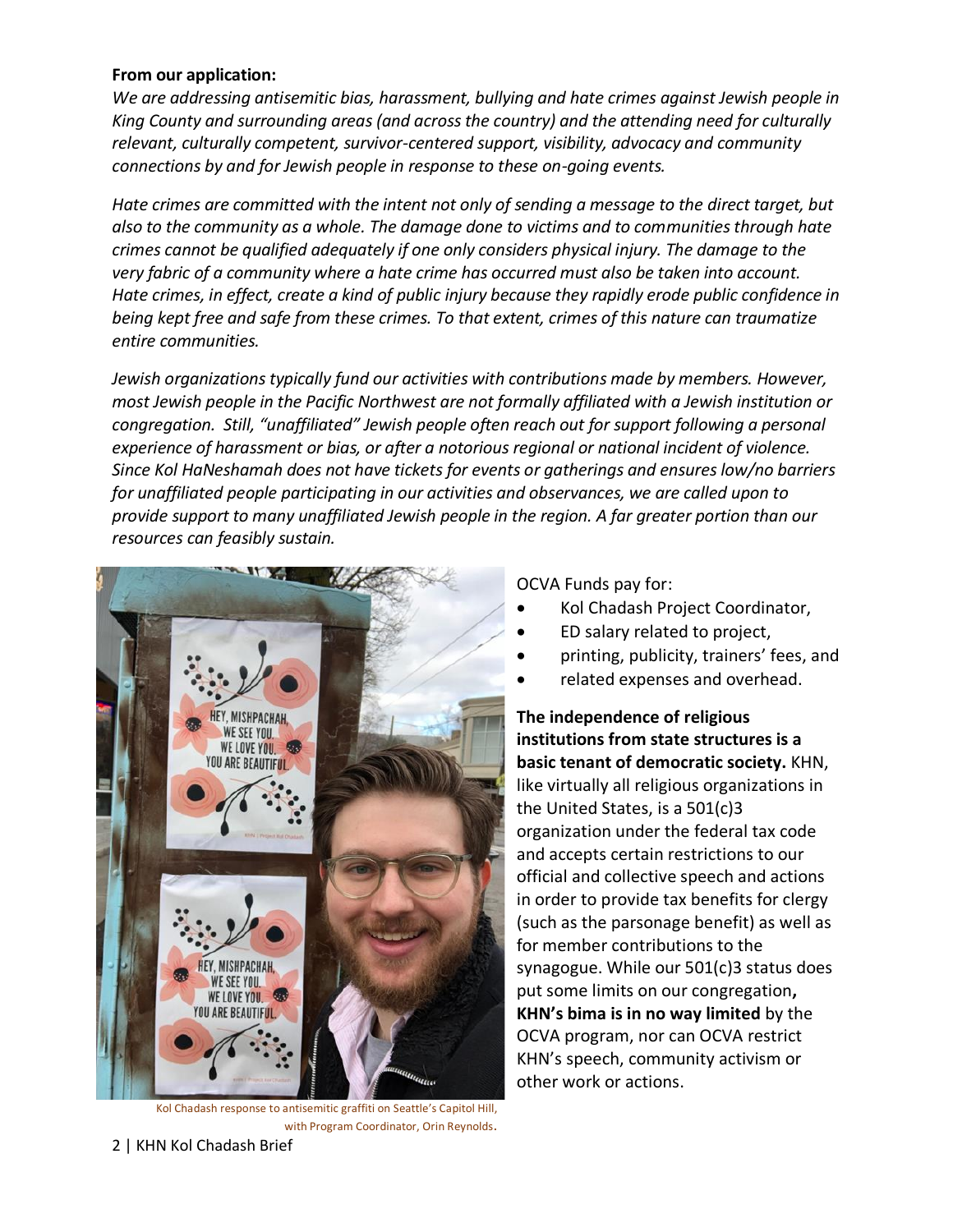**From our application:**

*We are addressing antisemitic bias, harassment, bullying and hate crimes against Jewish people in King County and surrounding areas (and across the country) and the attending need for culturally relevant, culturally competent, survivor-centered support, visibility, advocacy and community connections by and for Jewish people in response to these on-going events.*

*Hate crimes are committed with the intent not only of sending a message to the direct target, but also to the community as a whole. The damage done to victims and to communities through hate crimes cannot be qualified adequately if one only considers physical injury. The damage to the very fabric of a community where a hate crime has occurred must also be taken into account. Hate crimes, in effect, create a kind of public injury because they rapidly erode public confidence in being kept free and safe from these crimes. To that extent, crimes of this nature can traumatize entire communities.*

*Jewish organizations typically fund our activities with contributions made by members. However, most Jewish people in the Pacific Northwest are not formally affiliated with a Jewish institution or congregation. Still, "unaffiliated" Jewish people often reach out for support following a personal experience of harassment or bias, or after a notorious regional or national incident of violence. Since Kol HaNeshamah does not have tickets for events or gatherings and ensures low/no barriers for unaffiliated people participating in our activities and observances, we are called upon to provide support to many unaffiliated Jewish people in the region. A far greater portion than our resources can feasibly sustain.*

Kol Chadash response to antisemitic graffiti on Seattle's Capitol Hill, with Program Coordinator, Orin Reynolds.

OCVA Funds pay for:

- Kol Chadash Project Coordinator,
- ED salary related to project,
- printing, publicity, trainers' fees, and
- related expenses and overhead.

**The independence of religious institutions from state structures is a basic tenant of democratic society.** KHN, like virtually all religious organizations in the United States, is a 501(c)3 organization under the federal tax code and accepts certain restrictions to our official and collective speech and actions in order to provide tax benefits for clergy (such as the parsonage benefit) as well as for member contributions to the synagogue. While our 501(c)3 status does put some limits on our congregation**, KHN's bima is in no way limited** by the OCVA program, nor can OCVA restrict KHN's speech, community activism or other work or actions.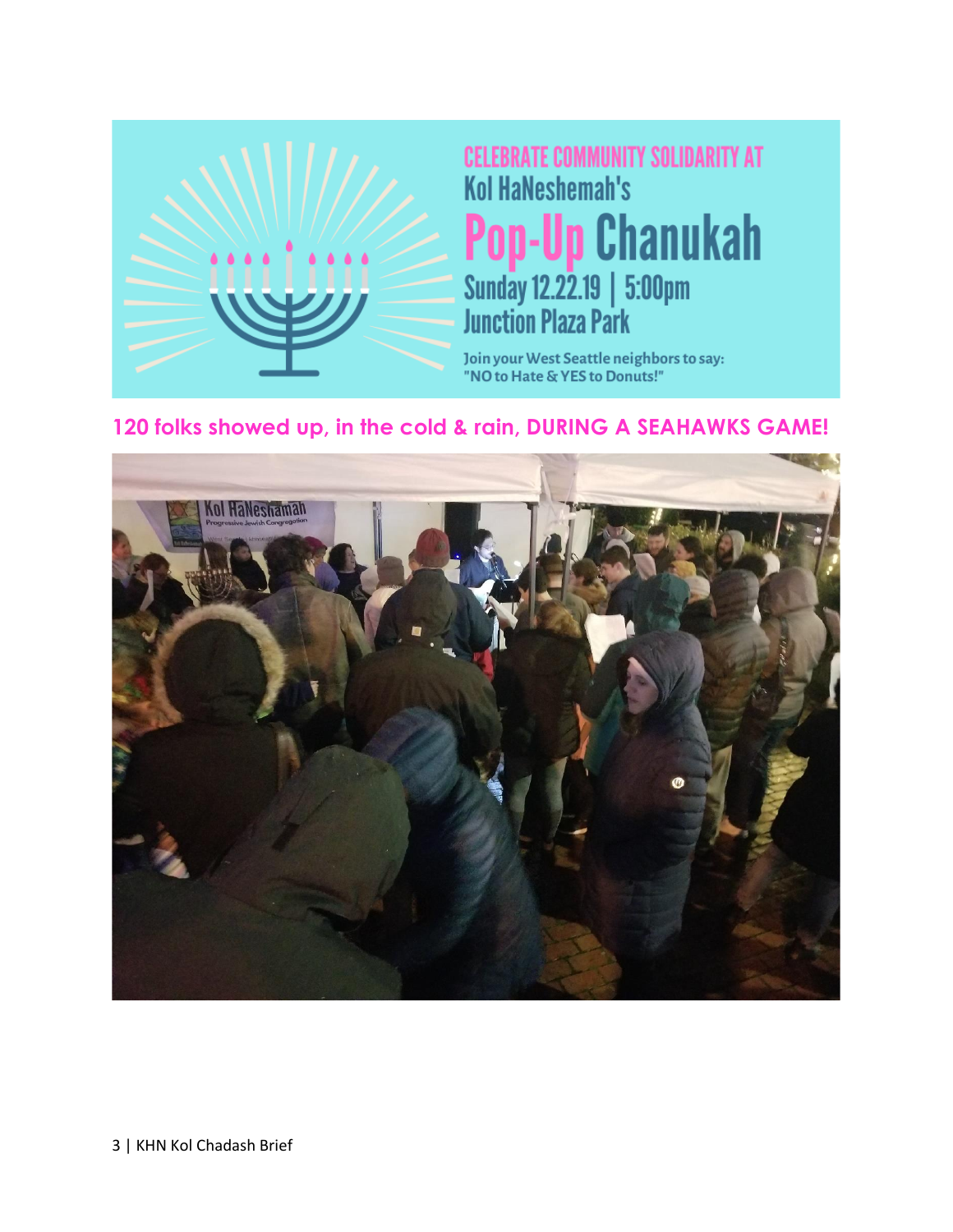CELEBRATE COMMUNITY SOLIDARITY AT

Kol HaNeshemah's

# Pop-Up Chanukah

Sunday 12.22.19 | 5:00pm

Junction Plaza Park

Join your West Seattle neighbors to say: "NO to Hate & YES to Donuts!"

**120 folks showed up, in the cold & rain, DURING A SEAHAWKS GAME!**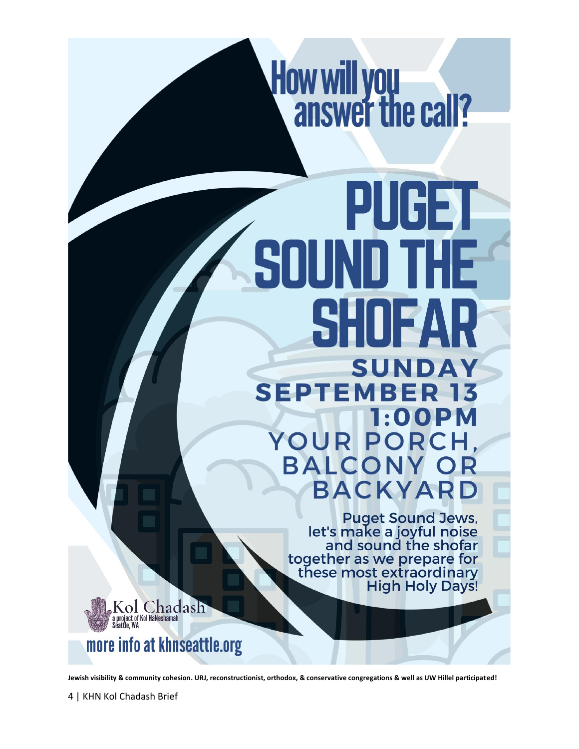# How will you answer the call?

# PUGET SOUND THE SHOFAR

**SUNDAY SEPTEMBER 13 1:00PM**

YOUR PORCH, BALCONY OR BACKYARD

Puget Sound Jews, let's make a joyful noise and sound the shofar together as we prepare for these most extraordinary High Holy Days!

Kol Chadash
a project of Kol HaNeshamah
Seattle, WA

more info at khnseattle.org

**Jewish visibility & community cohesion. URJ, reconstructionist, orthodox, & conservative congregations & well as UW Hillel participated!**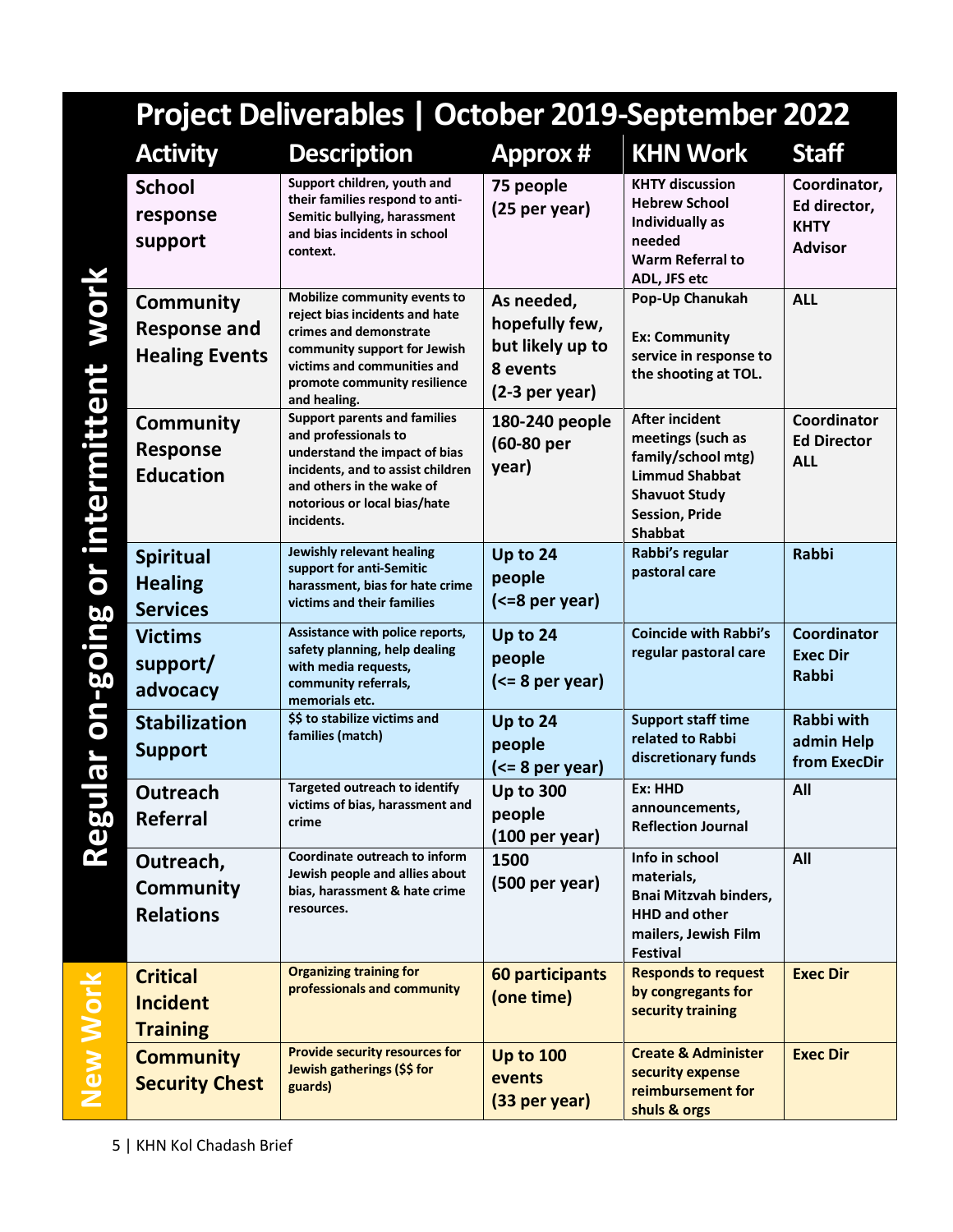# Project Deliverables | October 2019-September 2022

| | Activity | Description | Approx # | KHN Work | Staff |
|---|---|---|---|---|---|
| Regular on-going or intermittent work | School response support | Support children, youth and their families respond to anti-Semitic bullying, harassment and bias incidents in school context. | 75 people (25 per year) | KHTY discussion Hebrew School Individually as needed Warm Referral to ADL, JFS etc | Coordinator, Ed director, KHTY Advisor |
| | Community Response and Healing Events | Mobilize community events to reject bias incidents and hate crimes and demonstrate community support for Jewish victims and communities and promote community resilience and healing. | As needed, hopefully few, but likely up to 8 events (2-3 per year) | Pop-Up Chanukah<br><br>Ex: Community service in response to the shooting at TOL. | ALL |
| | Community Response Education | Support parents and families and professionals to understand the impact of bias incidents, and to assist children and others in the wake of notorious or local bias/hate incidents. | 180-240 people (60-80 per year) | After incident meetings (such as family/school mtg) Limmud Shabbat Shavuot Study Session, Pride Shabbat | Coordinator Ed Director ALL |
| | Spiritual Healing Services | Jewishly relevant healing support for anti-Semitic harassment, bias for hate crime victims and their families | Up to 24 people (<=8 per year) | Rabbi's regular pastoral care | Rabbi |
| | Victims support/ advocacy | Assistance with police reports, safety planning, help dealing with media requests, community referrals, memorials etc. | Up to 24 people (<= 8 per year) | Coincide with Rabbi's regular pastoral care | Coordinator Exec Dir Rabbi |
| | Stabilization Support | $$ to stabilize victims and families (match) | Up to 24 people (<= 8 per year) | Support staff time related to Rabbi discretionary funds | Rabbi with admin Help from ExecDir |
| | Outreach Referral | Targeted outreach to identify victims of bias, harassment and crime | Up to 300 people (100 per year) | Ex: HHD announcements, Reflection Journal | All |
| | Outreach, Community Relations | Coordinate outreach to inform Jewish people and allies about bias, harassment & hate crime resources. | 1500 (500 per year) | Info in school materials, Bnai Mitzvah binders, HHD and other mailers, Jewish Film Festival | All |
| New Work | Critical Incident Training | Organizing training for professionals and community | 60 participants (one time) | Responds to request by congregants for security training | Exec Dir |
| | Community Security Chest | Provide security resources for Jewish gatherings ($$ for guards) | Up to 100 events (33 per year) | Create & Administer security expense reimbursement for shuls & orgs | Exec Dir |